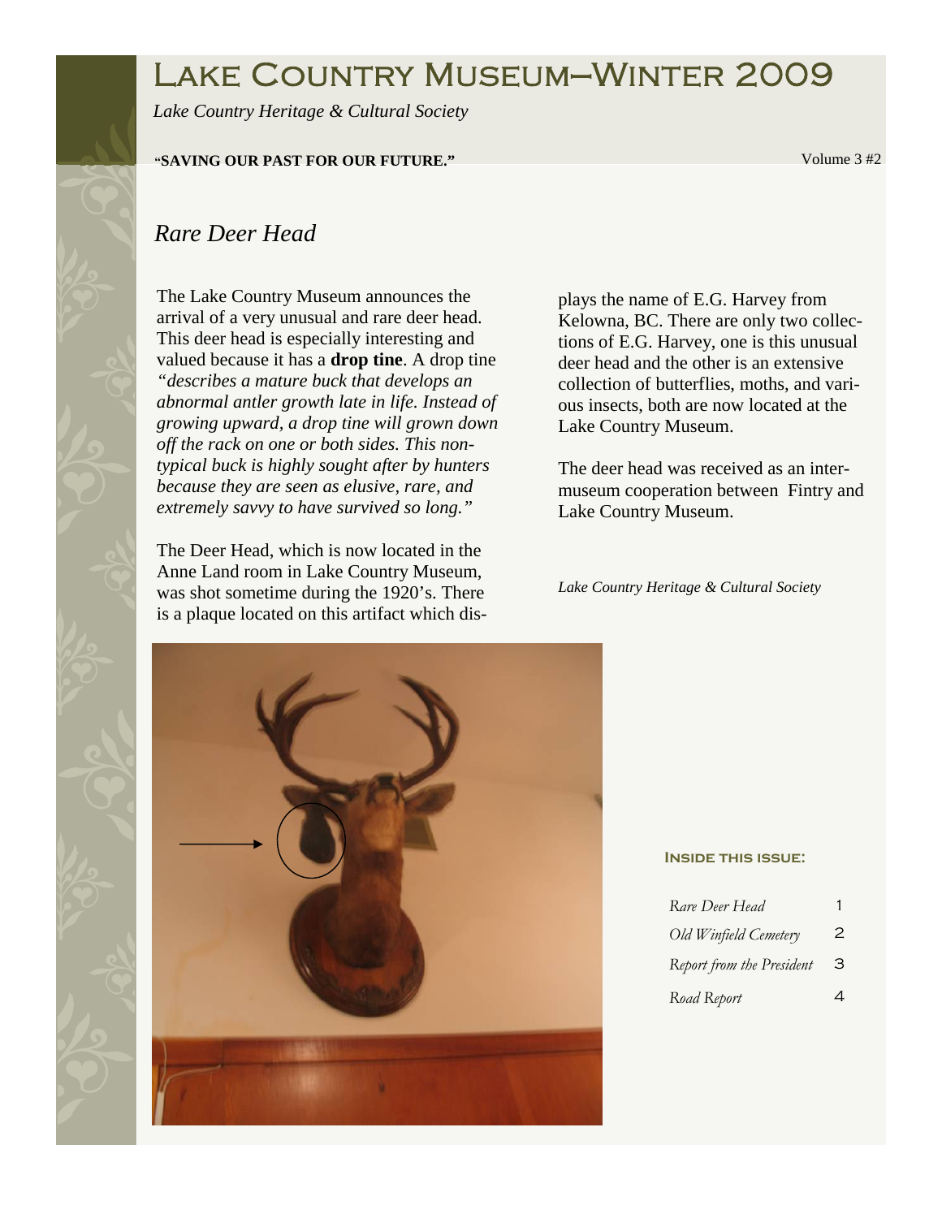# Lake Country Museum—Winter 2009

*Lake Country Heritage & Cultural Society*

**"SAVING OUR PAST FOR OUR FUTURE."**

Volume 3 #2

## *Rare Deer Head*

The Lake Country Museum announces the arrival of a very unusual and rare deer head. This deer head is especially interesting and valued because it has a **drop tine**. A drop tine *"describes a mature buck that develops an abnormal antler growth late in life. Instead of growing upward, a drop tine will grown down off the rack on one or both sides. This non-typical buck is highly sought after by hunters because they are seen as elusive, rare, and extremely savvy to have survived so long."*

The Deer Head, which is now located in the Anne Land room in Lake Country Museum, was shot sometime during the 1920's. There is a plaque located on this artifact which displays the name of E.G. Harvey from Kelowna, BC. There are only two collections of E.G. Harvey, one is this unusual deer head and the other is an extensive collection of butterflies, moths, and various insects, both are now located at the Lake Country Museum.

The deer head was received as an inter-museum cooperation between Fintry and Lake Country Museum.

*Lake Country Heritage & Cultural Society*

**Inside this issue:**

| | |
|---|---|
| *Rare Deer Head* | 1 |
| *Old Winfield Cemetery* | 2 |
| *Report from the President* | 3 |
| *Road Report* | 4 |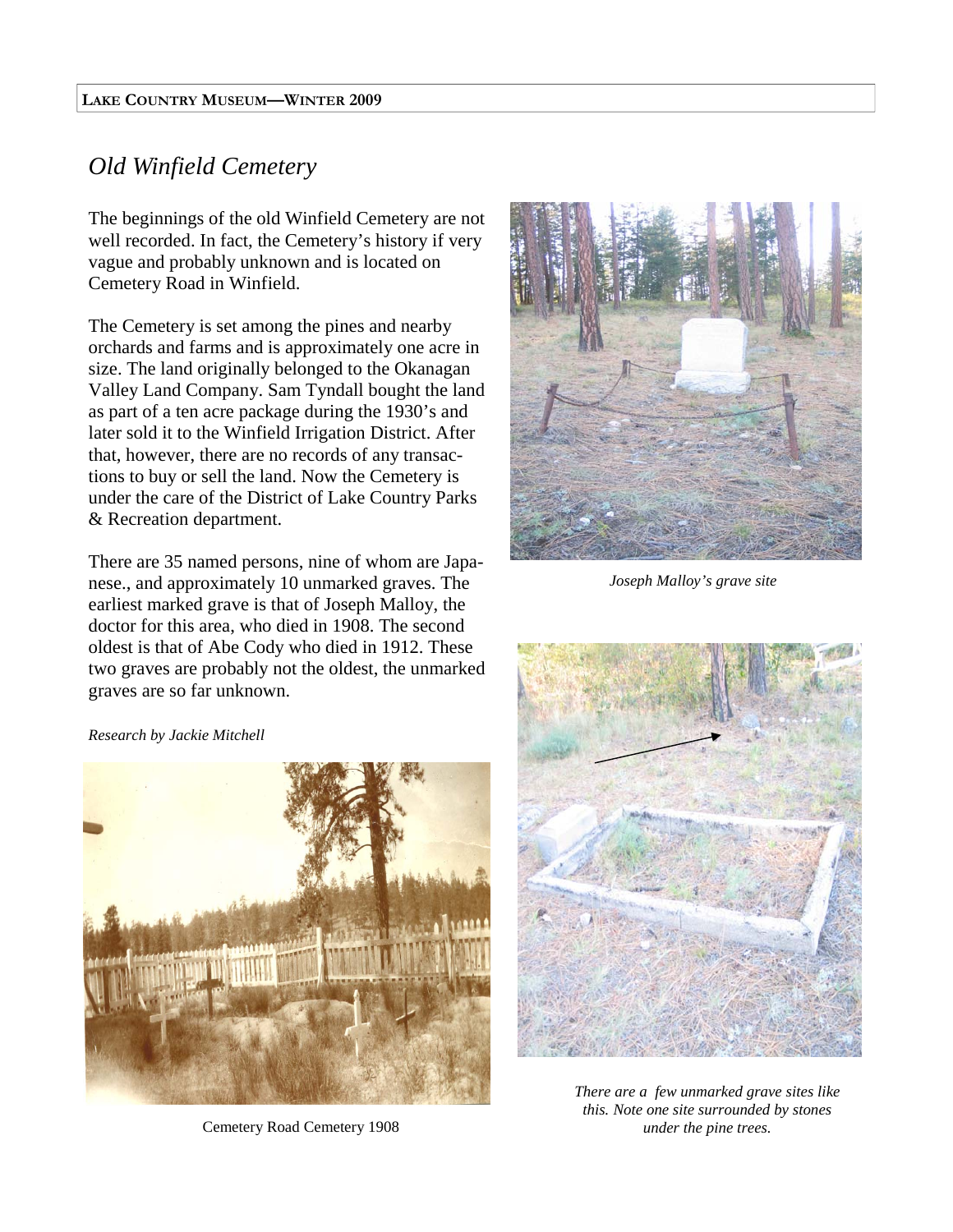## *Old Winfield Cemetery*

The beginnings of the old Winfield Cemetery are not well recorded. In fact, the Cemetery's history if very vague and probably unknown and is located on Cemetery Road in Winfield.

The Cemetery is set among the pines and nearby orchards and farms and is approximately one acre in size. The land originally belonged to the Okanagan Valley Land Company. Sam Tyndall bought the land as part of a ten acre package during the 1930's and later sold it to the Winfield Irrigation District. After that, however, there are no records of any transactions to buy or sell the land. Now the Cemetery is under the care of the District of Lake Country Parks & Recreation department.

There are 35 named persons, nine of whom are Japanese., and approximately 10 unmarked graves. The earliest marked grave is that of Joseph Malloy, the doctor for this area, who died in 1908. The second oldest is that of Abe Cody who died in 1912. These two graves are probably not the oldest, the unmarked graves are so far unknown.

*Research by Jackie Mitchell*

*Joseph Malloy's grave site*

Cemetery Road Cemetery 1908

*There are a few unmarked grave sites like this. Note one site surrounded by stones under the pine trees.*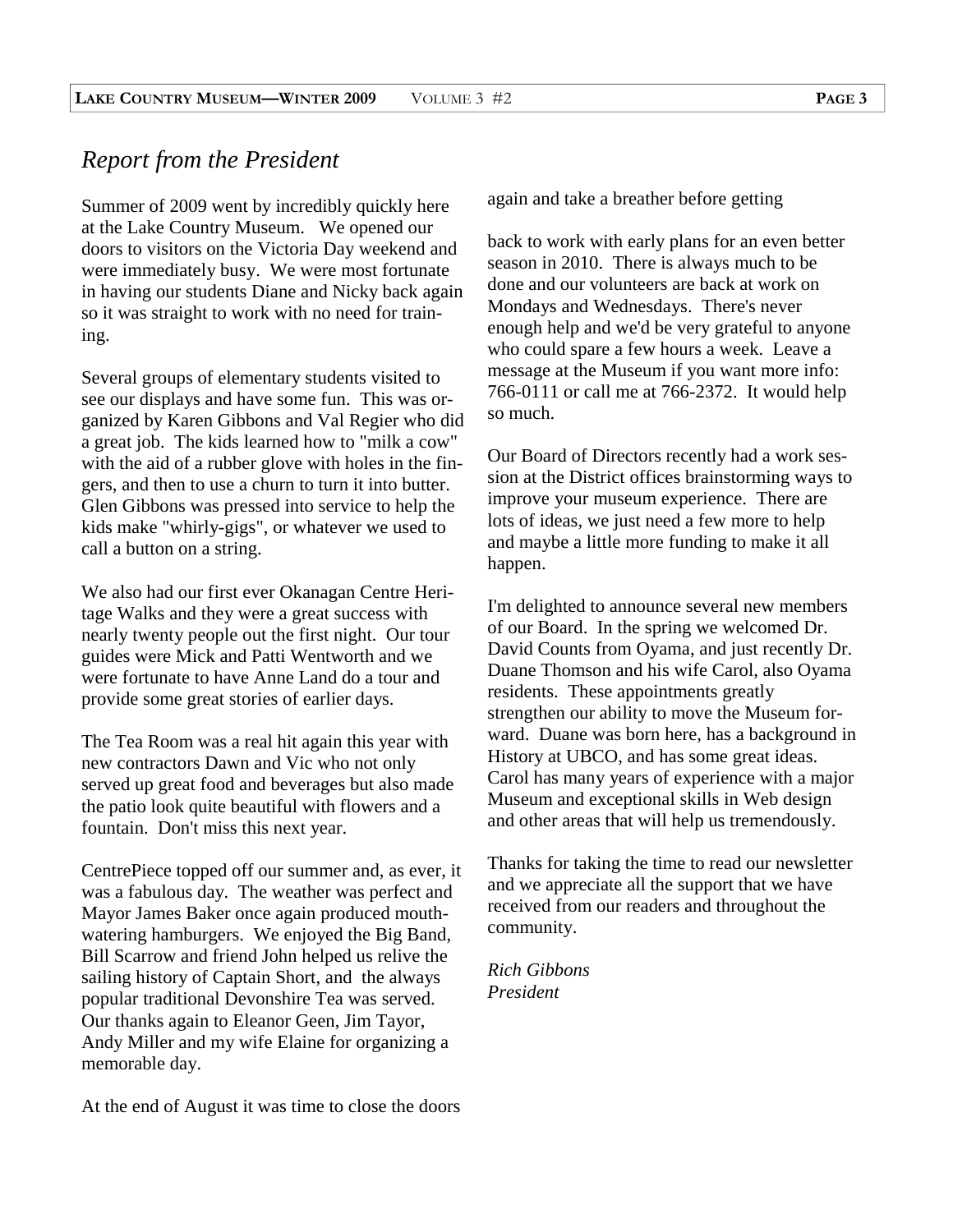# *Report from the President*

Summer of 2009 went by incredibly quickly here at the Lake Country Museum. We opened our doors to visitors on the Victoria Day weekend and were immediately busy. We were most fortunate in having our students Diane and Nicky back again so it was straight to work with no need for training.

Several groups of elementary students visited to see our displays and have some fun. This was organized by Karen Gibbons and Val Regier who did a great job. The kids learned how to "milk a cow" with the aid of a rubber glove with holes in the fingers, and then to use a churn to turn it into butter. Glen Gibbons was pressed into service to help the kids make "whirly-gigs", or whatever we used to call a button on a string.

We also had our first ever Okanagan Centre Heritage Walks and they were a great success with nearly twenty people out the first night. Our tour guides were Mick and Patti Wentworth and we were fortunate to have Anne Land do a tour and provide some great stories of earlier days.

The Tea Room was a real hit again this year with new contractors Dawn and Vic who not only served up great food and beverages but also made the patio look quite beautiful with flowers and a fountain. Don't miss this next year.

CentrePiece topped off our summer and, as ever, it was a fabulous day. The weather was perfect and Mayor James Baker once again produced mouth-watering hamburgers. We enjoyed the Big Band, Bill Scarrow and friend John helped us relive the sailing history of Captain Short, and the always popular traditional Devonshire Tea was served. Our thanks again to Eleanor Geen, Jim Tayor, Andy Miller and my wife Elaine for organizing a memorable day.

At the end of August it was time to close the doors again and take a breather before getting back to work with early plans for an even better season in 2010. There is always much to be done and our volunteers are back at work on Mondays and Wednesdays. There's never enough help and we'd be very grateful to anyone who could spare a few hours a week. Leave a message at the Museum if you want more info: 766-0111 or call me at 766-2372. It would help so much.

Our Board of Directors recently had a work session at the District offices brainstorming ways to improve your museum experience. There are lots of ideas, we just need a few more to help and maybe a little more funding to make it all happen.

I'm delighted to announce several new members of our Board. In the spring we welcomed Dr. David Counts from Oyama, and just recently Dr. Duane Thomson and his wife Carol, also Oyama residents. These appointments greatly strengthen our ability to move the Museum forward. Duane was born here, has a background in History at UBCO, and has some great ideas. Carol has many years of experience with a major Museum and exceptional skills in Web design and other areas that will help us tremendously.

Thanks for taking the time to read our newsletter and we appreciate all the support that we have received from our readers and throughout the community.

*Rich Gibbons*
*President*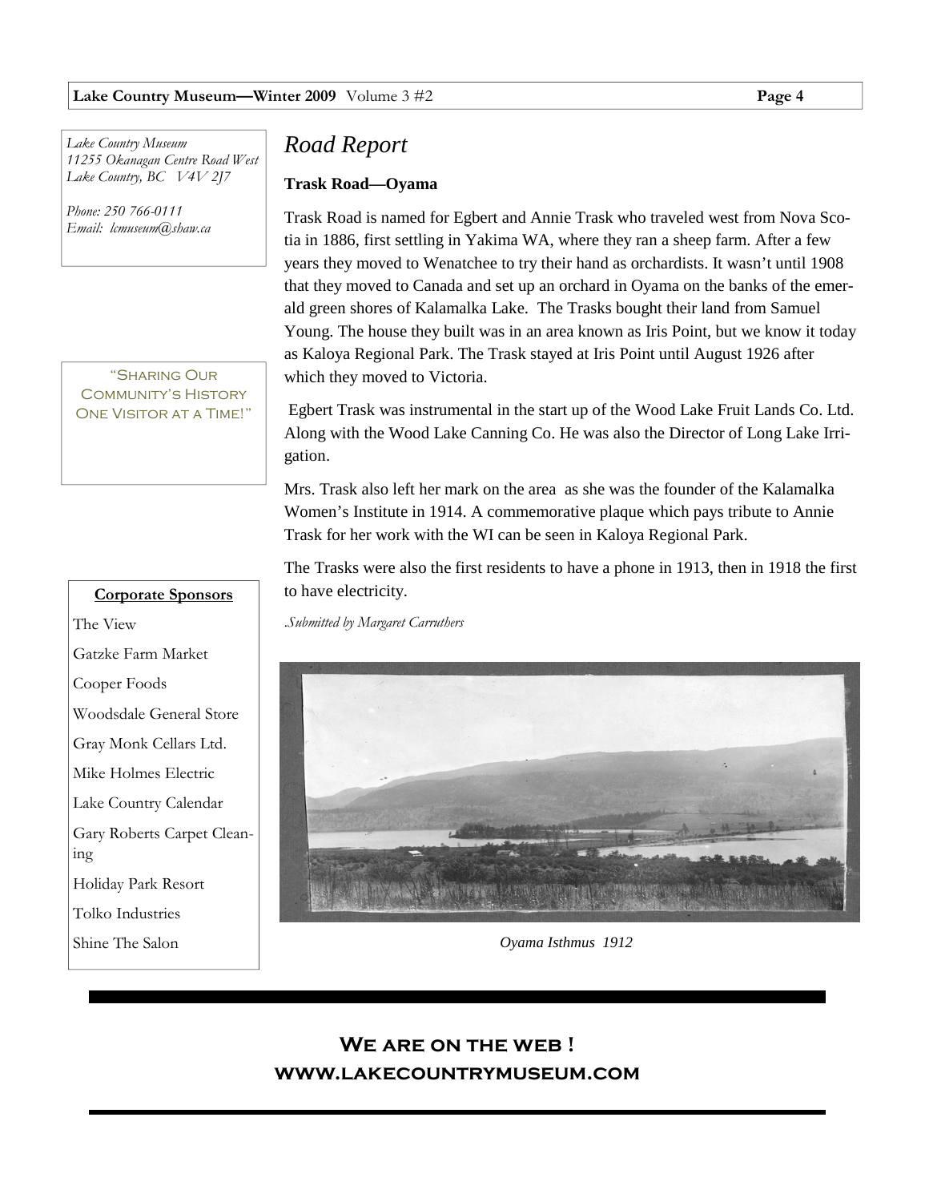Lake Country Museum
11255 Okanagan Centre Road West
Lake Country, BC V4V 2J7

Phone: 250 766-0111
Email: lcmuseum@shaw.ca

"Sharing Our Community's History One Visitor at a Time!"

**Corporate Sponsors**

The View

Gatzke Farm Market

Cooper Foods

Woodsdale General Store

Gray Monk Cellars Ltd.

Mike Holmes Electric

Lake Country Calendar

Gary Roberts Carpet Cleaning

Holiday Park Resort

Tolko Industries

Shine The Salon

# *Road Report*

**Trask Road—Oyama**

Trask Road is named for Egbert and Annie Trask who traveled west from Nova Scotia in 1886, first settling in Yakima WA, where they ran a sheep farm. After a few years they moved to Wenatchee to try their hand as orchardists. It wasn't until 1908 that they moved to Canada and set up an orchard in Oyama on the banks of the emerald green shores of Kalamalka Lake. The Trasks bought their land from Samuel Young. The house they built was in an area known as Iris Point, but we know it today as Kaloya Regional Park. The Trask stayed at Iris Point until August 1926 after which they moved to Victoria.

Egbert Trask was instrumental in the start up of the Wood Lake Fruit Lands Co. Ltd. Along with the Wood Lake Canning Co. He was also the Director of Long Lake Irrigation.

Mrs. Trask also left her mark on the area as she was the founder of the Kalamalka Women's Institute in 1914. A commemorative plaque which pays tribute to Annie Trask for her work with the WI can be seen in Kaloya Regional Park.

The Trasks were also the first residents to have a phone in 1913, then in 1918 the first to have electricity.

*.Submitted by Margaret Carruthers*

*Oyama Isthmus 1912*

**We are on the web !**
**www.lakecountrymuseum.com**